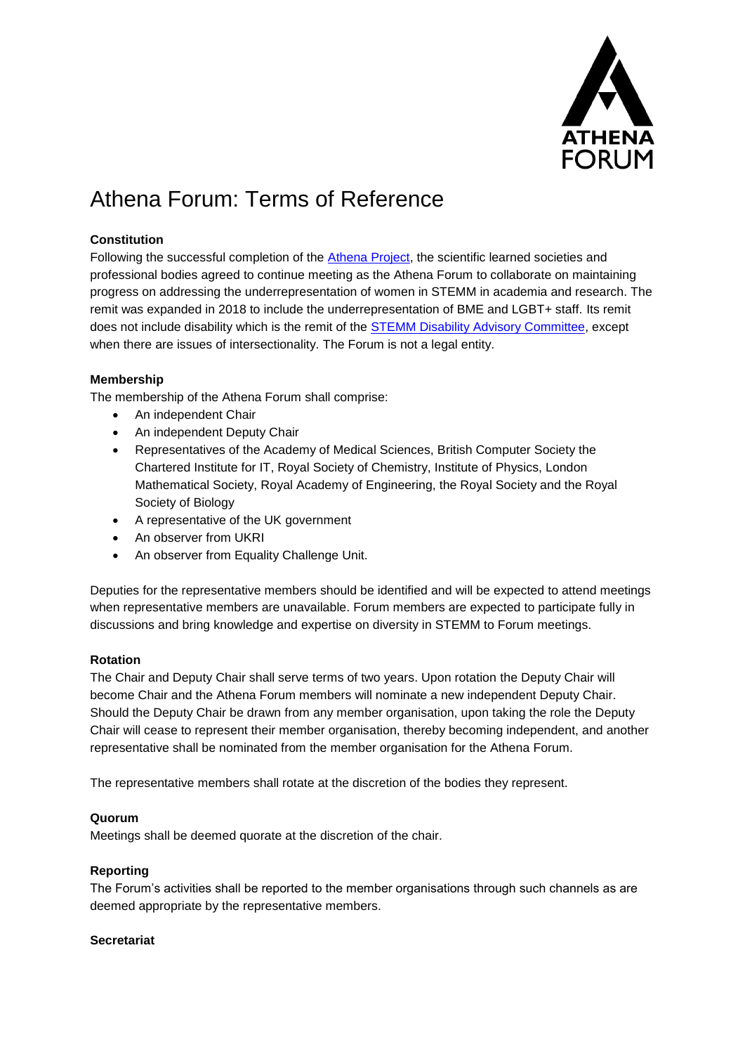# Athena Forum: Terms of Reference

**Constitution**

Following the successful completion of the Athena Project, the scientific learned societies and professional bodies agreed to continue meeting as the Athena Forum to collaborate on maintaining progress on addressing the underrepresentation of women in STEMM in academia and research. The remit was expanded in 2018 to include the underrepresentation of BME and LGBT+ staff. Its remit does not include disability which is the remit of the STEMM Disability Advisory Committee, except when there are issues of intersectionality. The Forum is not a legal entity.

**Membership**

The membership of the Athena Forum shall comprise:

- An independent Chair
- An independent Deputy Chair
- Representatives of the Academy of Medical Sciences, British Computer Society the Chartered Institute for IT, Royal Society of Chemistry, Institute of Physics, London Mathematical Society, Royal Academy of Engineering, the Royal Society and the Royal Society of Biology
- A representative of the UK government
- An observer from UKRI
- An observer from Equality Challenge Unit.

Deputies for the representative members should be identified and will be expected to attend meetings when representative members are unavailable. Forum members are expected to participate fully in discussions and bring knowledge and expertise on diversity in STEMM to Forum meetings.

**Rotation**

The Chair and Deputy Chair shall serve terms of two years. Upon rotation the Deputy Chair will become Chair and the Athena Forum members will nominate a new independent Deputy Chair. Should the Deputy Chair be drawn from any member organisation, upon taking the role the Deputy Chair will cease to represent their member organisation, thereby becoming independent, and another representative shall be nominated from the member organisation for the Athena Forum.

The representative members shall rotate at the discretion of the bodies they represent.

**Quorum**

Meetings shall be deemed quorate at the discretion of the chair.

**Reporting**

The Forum's activities shall be reported to the member organisations through such channels as are deemed appropriate by the representative members.

**Secretariat**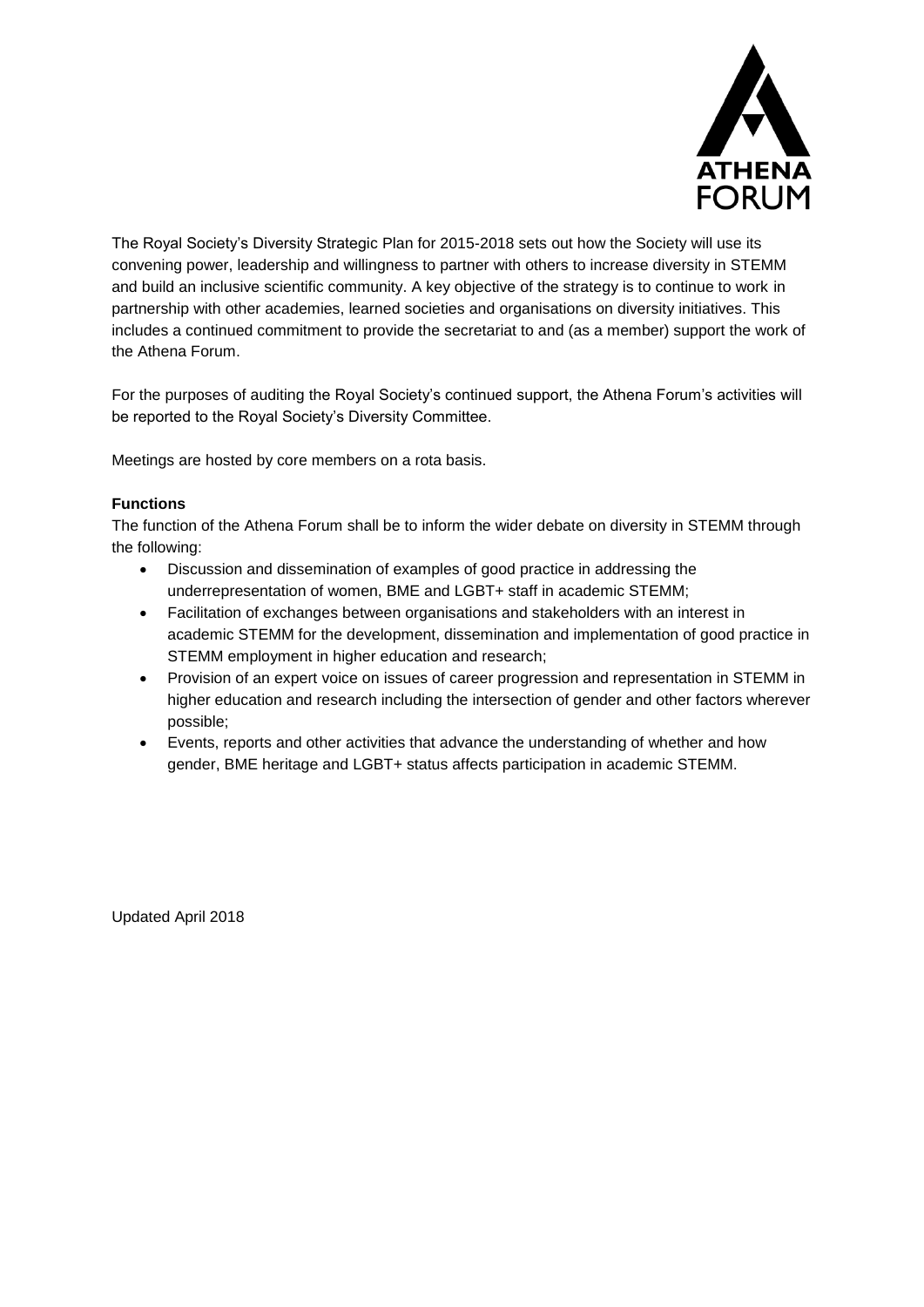The Royal Society's Diversity Strategic Plan for 2015-2018 sets out how the Society will use its convening power, leadership and willingness to partner with others to increase diversity in STEMM and build an inclusive scientific community. A key objective of the strategy is to continue to work in partnership with other academies, learned societies and organisations on diversity initiatives. This includes a continued commitment to provide the secretariat to and (as a member) support the work of the Athena Forum.

For the purposes of auditing the Royal Society's continued support, the Athena Forum's activities will be reported to the Royal Society's Diversity Committee.

Meetings are hosted by core members on a rota basis.

**Functions**

The function of the Athena Forum shall be to inform the wider debate on diversity in STEMM through the following:

- Discussion and dissemination of examples of good practice in addressing the underrepresentation of women, BME and LGBT+ staff in academic STEMM;
- Facilitation of exchanges between organisations and stakeholders with an interest in academic STEMM for the development, dissemination and implementation of good practice in STEMM employment in higher education and research;
- Provision of an expert voice on issues of career progression and representation in STEMM in higher education and research including the intersection of gender and other factors wherever possible;
- Events, reports and other activities that advance the understanding of whether and how gender, BME heritage and LGBT+ status affects participation in academic STEMM.

Updated April 2018